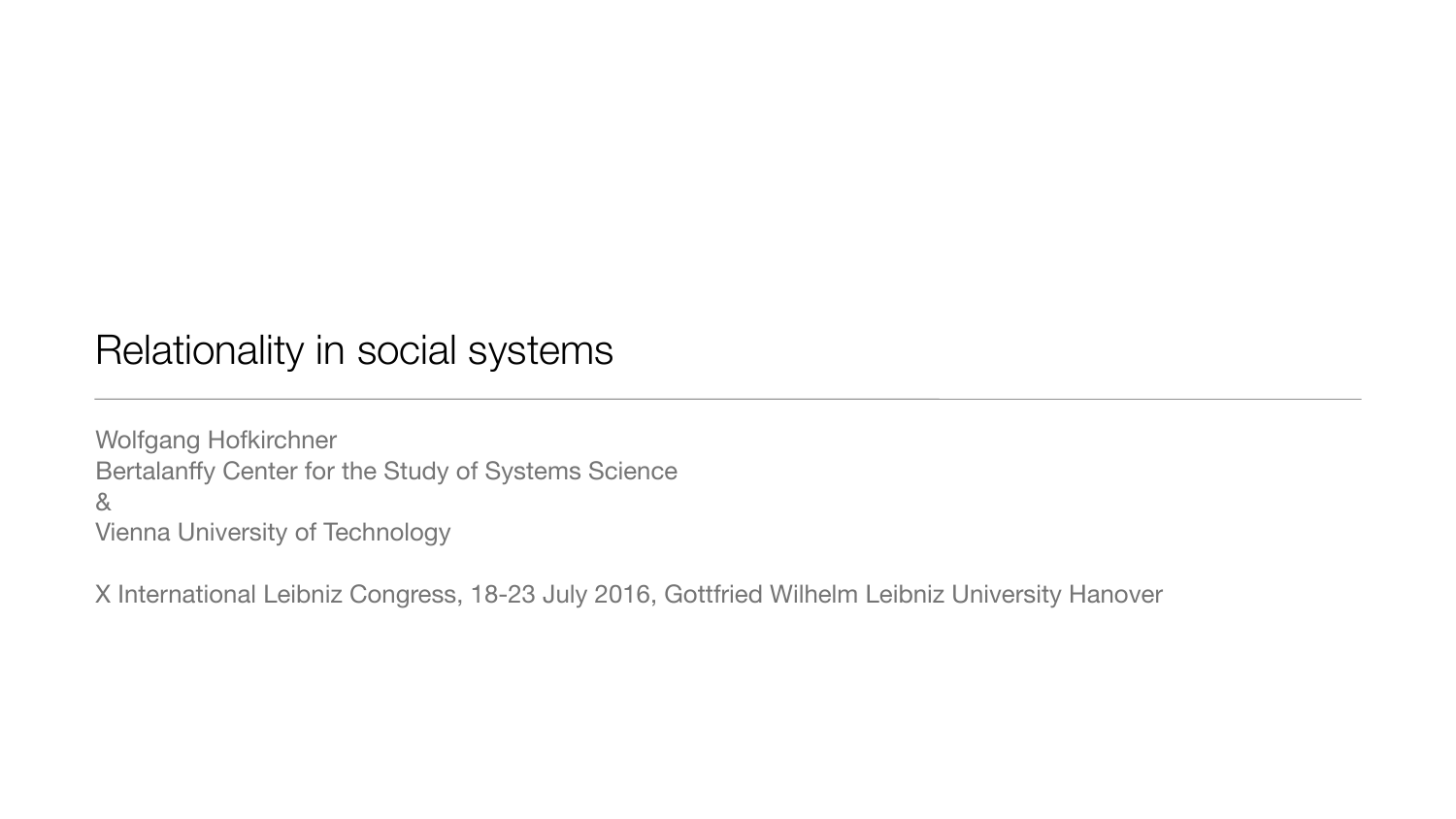# Relationality in social systems

---

Wolfgang Hofkirchner
Bertalanffy Center for the Study of Systems Science
&
Vienna University of Technology

X International Leibniz Congress, 18-23 July 2016, Gottfried Wilhelm Leibniz University Hanover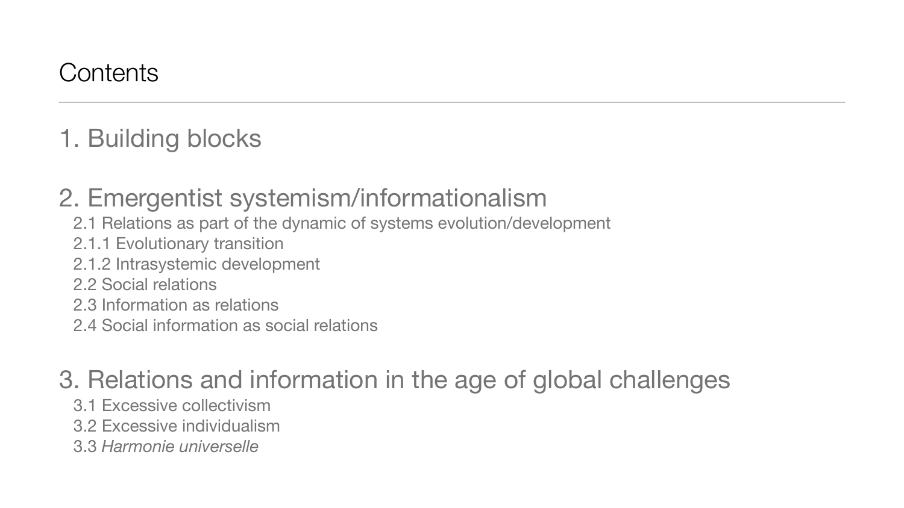# Contents

## 1. Building blocks

## 2. Emergentist systemism/informationalism

- 2.1 Relations as part of the dynamic of systems evolution/development
- 2.1.1 Evolutionary transition
- 2.1.2 Intrasystemic development
- 2.2 Social relations
- 2.3 Information as relations
- 2.4 Social information as social relations

## 3. Relations and information in the age of global challenges

- 3.1 Excessive collectivism
- 3.2 Excessive individualism
- 3.3 *Harmonie universelle*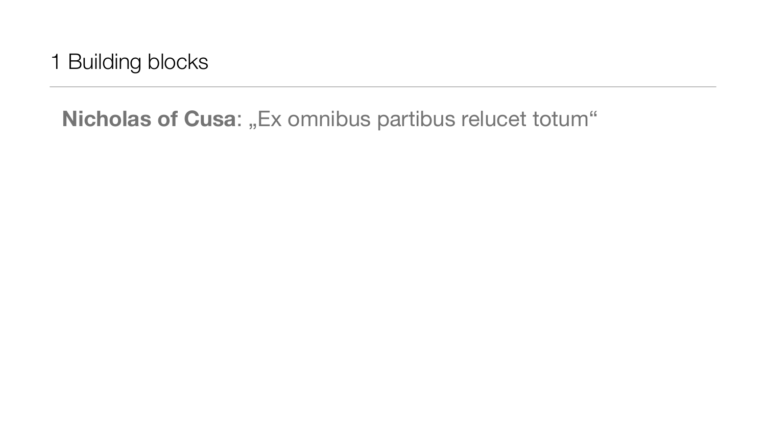# 1 Building blocks

**Nicholas of Cusa**: „Ex omnibus partibus relucet totum“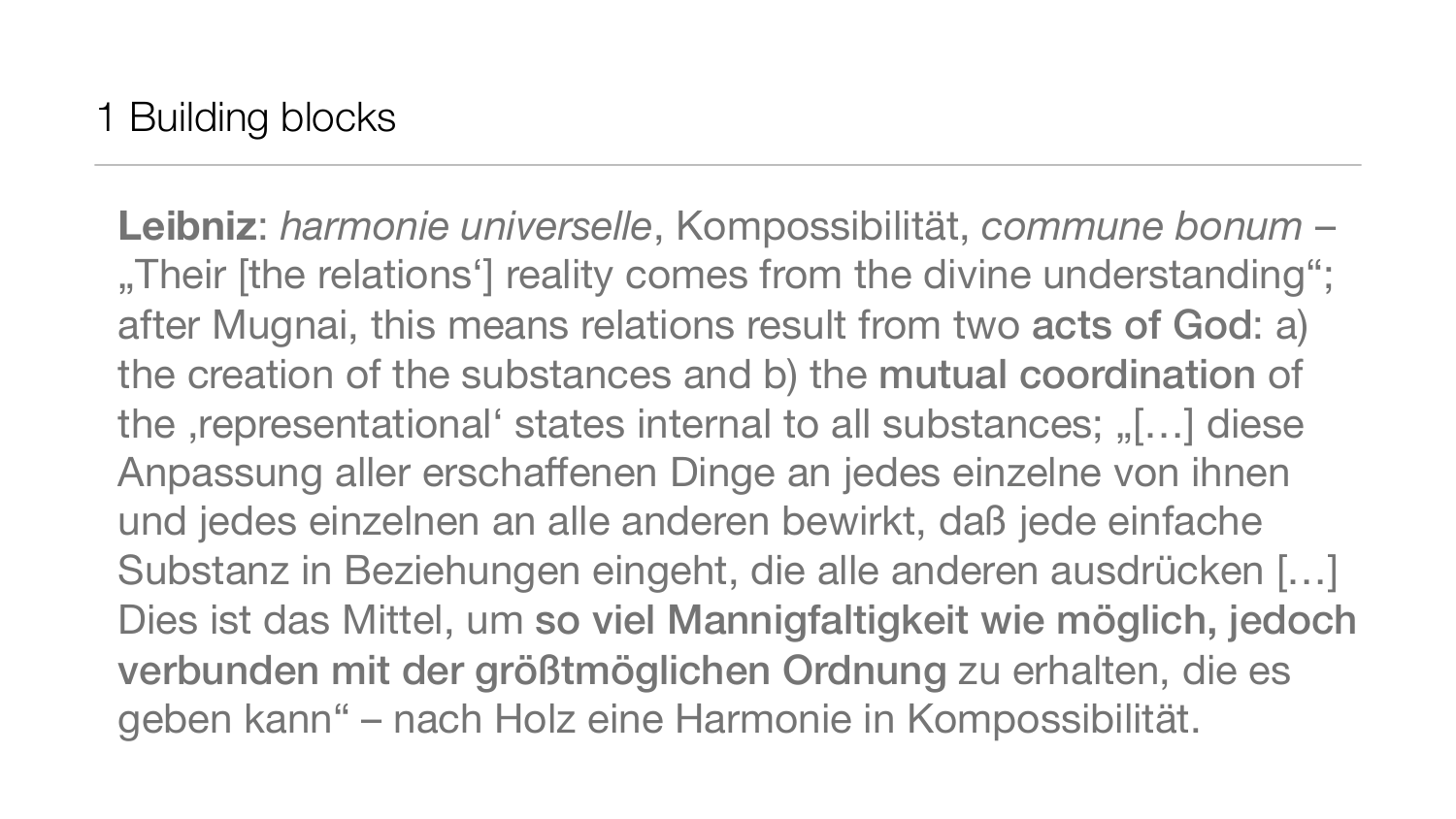# 1 Building blocks

**Leibniz**: *harmonie universelle*, Kompossibilität, *commune bonum* – „Their [the relations'] reality comes from the divine understanding"; after Mugnai, this means relations result from two **acts of God**: a) the creation of the substances and b) the **mutual coordination** of the ‚representational' states internal to all substances; „[…] diese Anpassung aller erschaffenen Dinge an jedes einzelne von ihnen und jedes einzelnen an alle anderen bewirkt, daß jede einfache Substanz in Beziehungen eingeht, die alle anderen ausdrücken […] Dies ist das Mittel, um **so viel Mannigfaltigkeit wie möglich, jedoch verbunden mit der größtmöglichen Ordnung** zu erhalten, die es geben kann" – nach Holz eine Harmonie in Kompossibilität.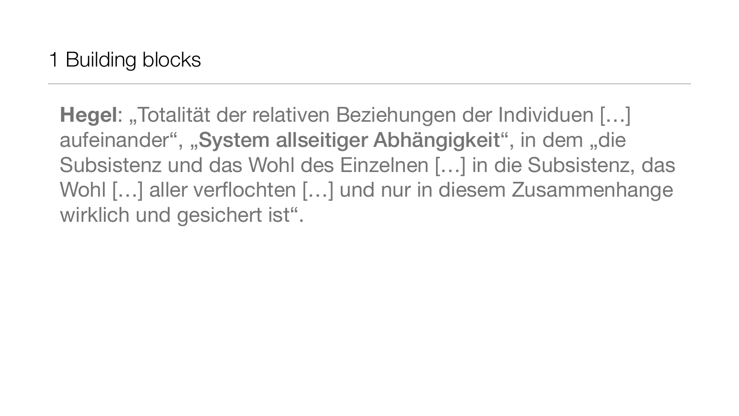# 1 Building blocks

**Hegel**: „Totalität der relativen Beziehungen der Individuen […] aufeinander“, „**System allseitiger Abhängigkeit**“, in dem „die Subsistenz und das Wohl des Einzelnen […] in die Subsistenz, das Wohl […] aller verflochten […] und nur in diesem Zusammenhange wirklich und gesichert ist“.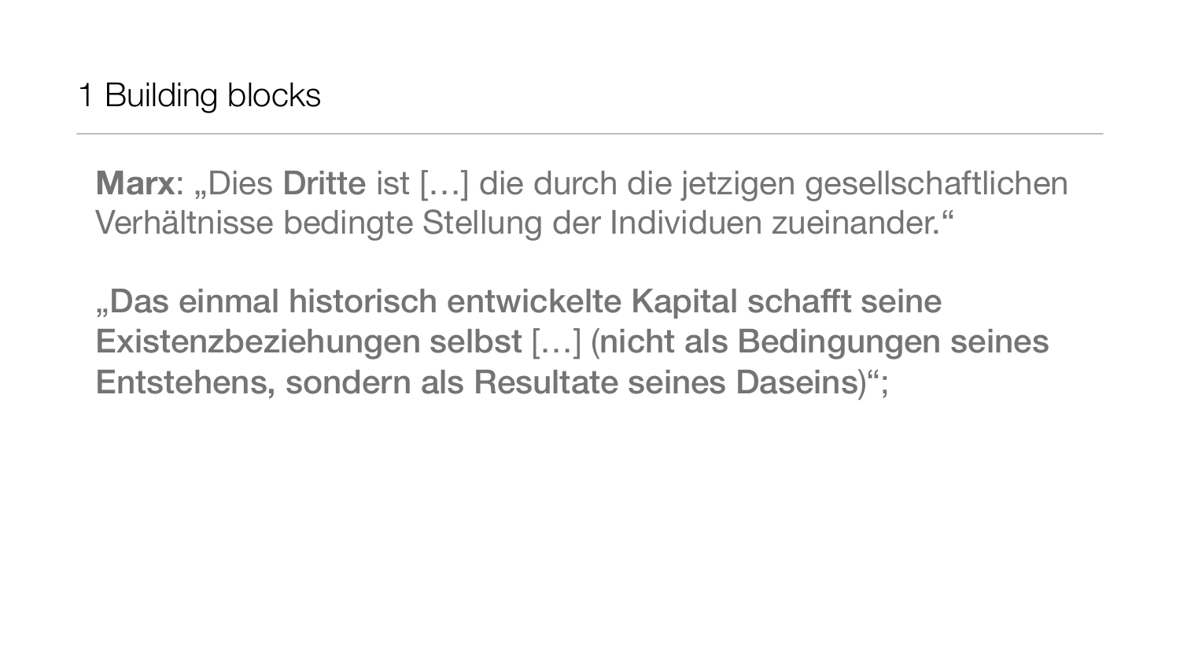# 1 Building blocks

**Marx**: „Dies **Dritte** ist […] die durch die jetzigen gesellschaftlichen Verhältnisse bedingte Stellung der Individuen zueinander.“

„**Das einmal historisch entwickelte Kapital schafft seine Existenzbeziehungen selbst** […] (**nicht als Bedingungen seines Entstehens, sondern als Resultate seines Daseins**)“;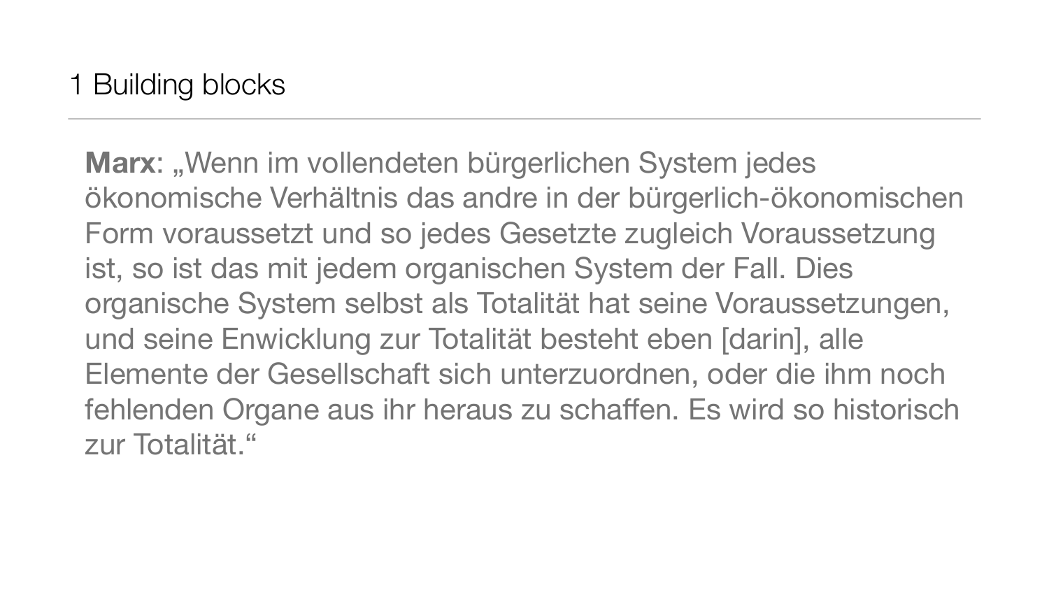# 1 Building blocks

**Marx**: „Wenn im vollendeten bürgerlichen System jedes ökonomische Verhältnis das andre in der bürgerlich-ökonomischen Form voraussetzt und so jedes Gesetzte zugleich Voraussetzung ist, so ist das mit jedem organischen System der Fall. Dies organische System selbst als Totalität hat seine Voraussetzungen, und seine Enwicklung zur Totalität besteht eben [darin], alle Elemente der Gesellschaft sich unterzuordnen, oder die ihm noch fehlenden Organe aus ihr heraus zu schaffen. Es wird so historisch zur Totalität."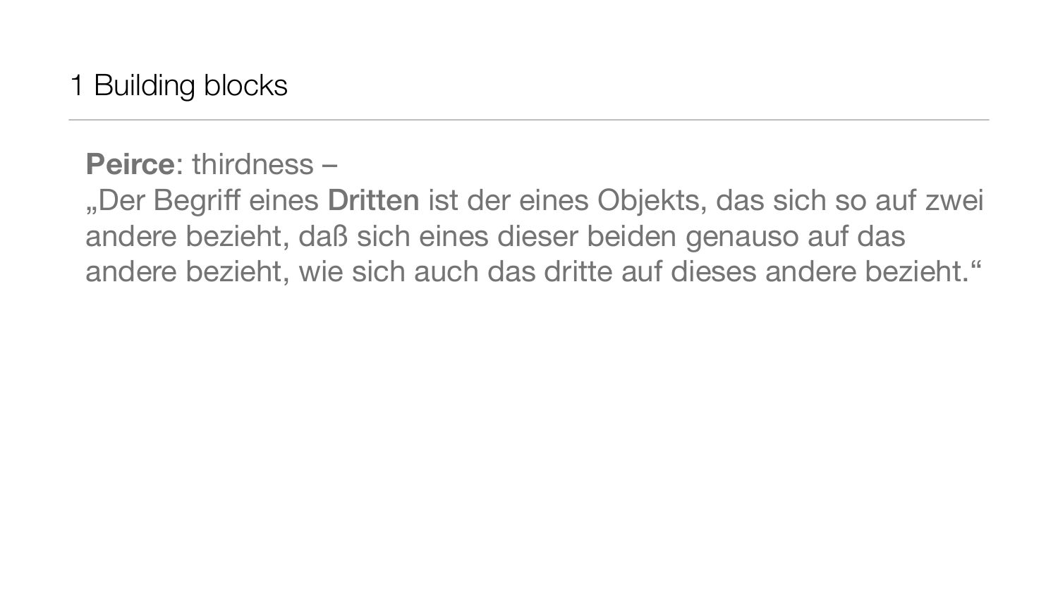# 1 Building blocks

**Peirce**: thirdness –
„Der Begriff eines **Dritten** ist der eines Objekts, das sich so auf zwei andere bezieht, daß sich eines dieser beiden genauso auf das andere bezieht, wie sich auch das dritte auf dieses andere bezieht.“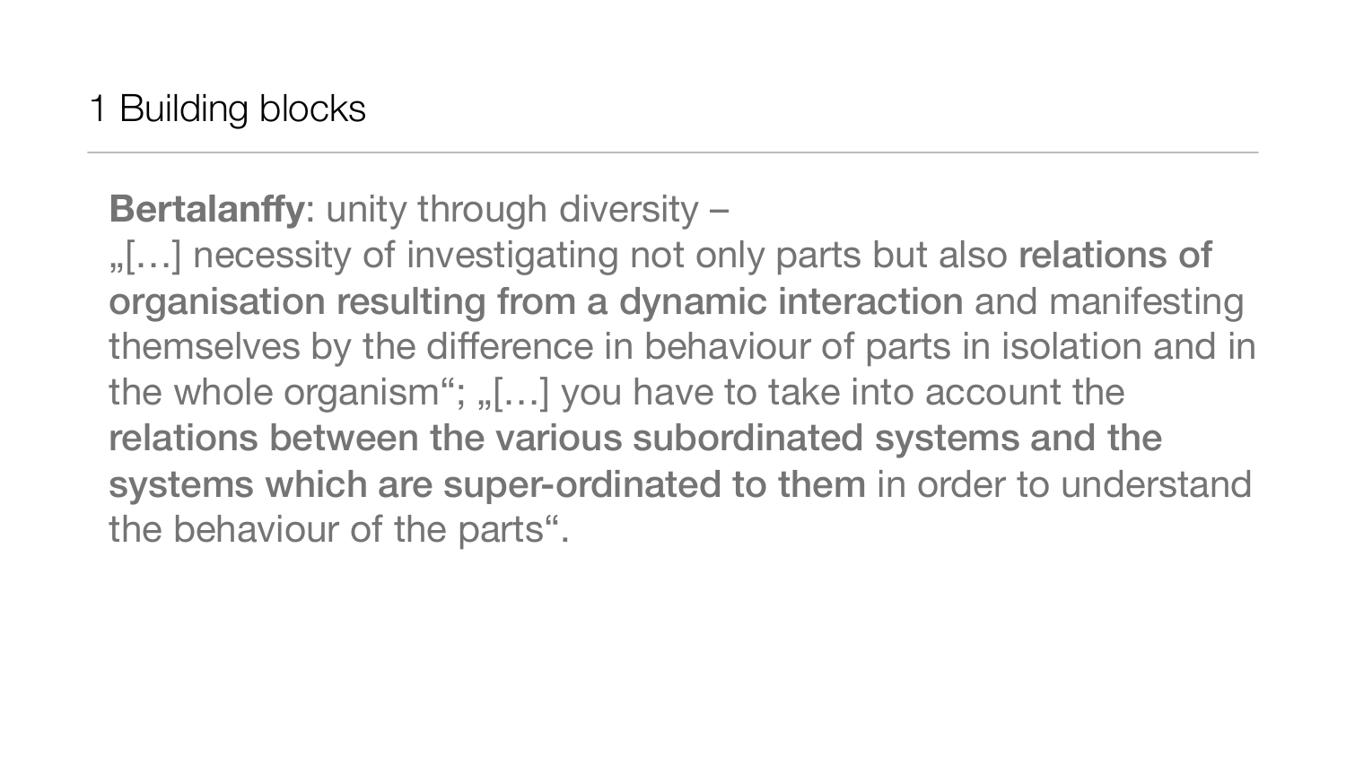# 1 Building blocks

**Bertalanffy**: unity through diversity –
„[…] necessity of investigating not only parts but also **relations of organisation resulting from a dynamic interaction** and manifesting themselves by the difference in behaviour of parts in isolation and in the whole organism“; „[…] you have to take into account the **relations between the various subordinated systems and the systems which are super-ordinated to them** in order to understand the behaviour of the parts“.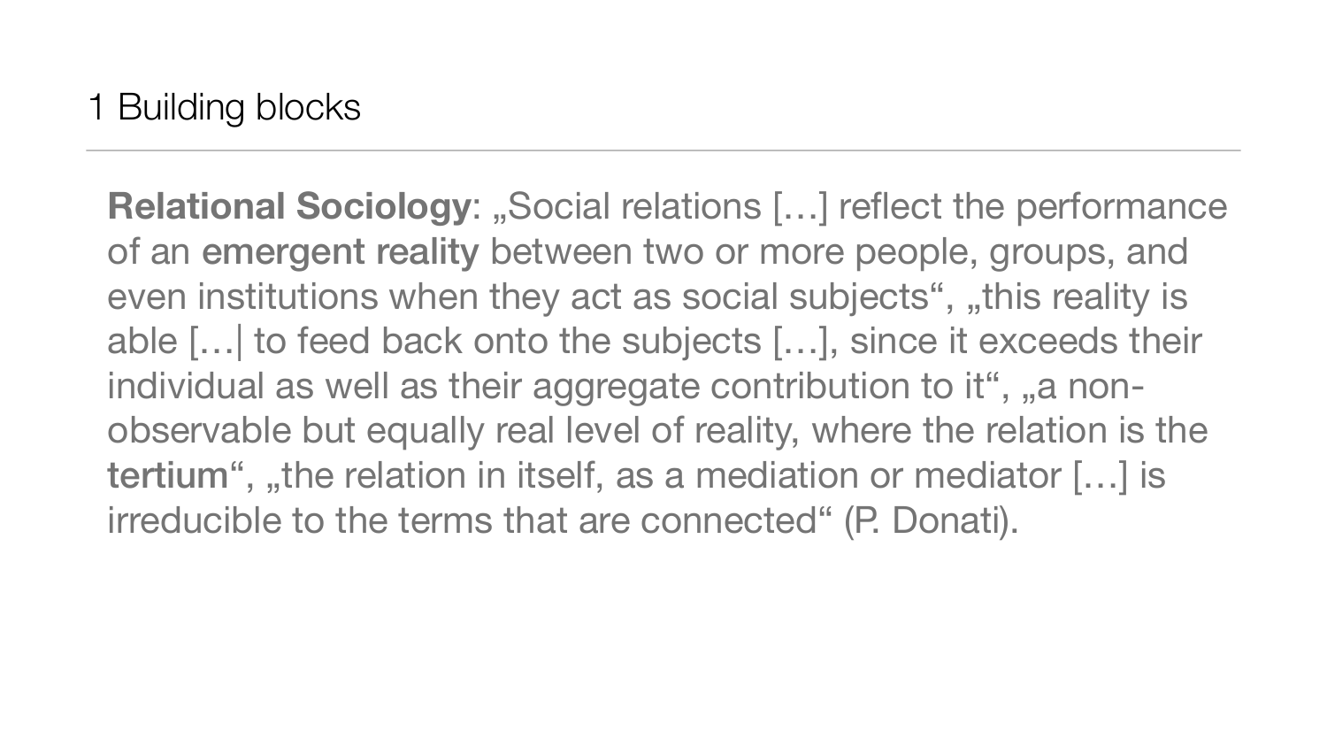# 1 Building blocks

**Relational Sociology**: „Social relations […] reflect the performance of an **emergent reality** between two or more people, groups, and even institutions when they act as social subjects“, „this reality is able […| to feed back onto the subjects […], since it exceeds their individual as well as their aggregate contribution to it“, „a non-observable but equally real level of reality, where the relation is the **tertium**“, „the relation in itself, as a mediation or mediator […] is irreducible to the terms that are connected“ (P. Donati).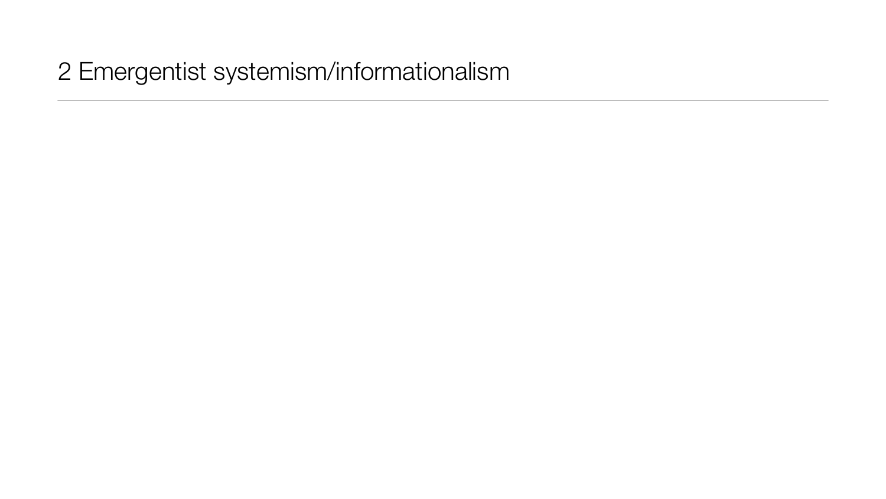## 2 Emergentist systemism/informationalism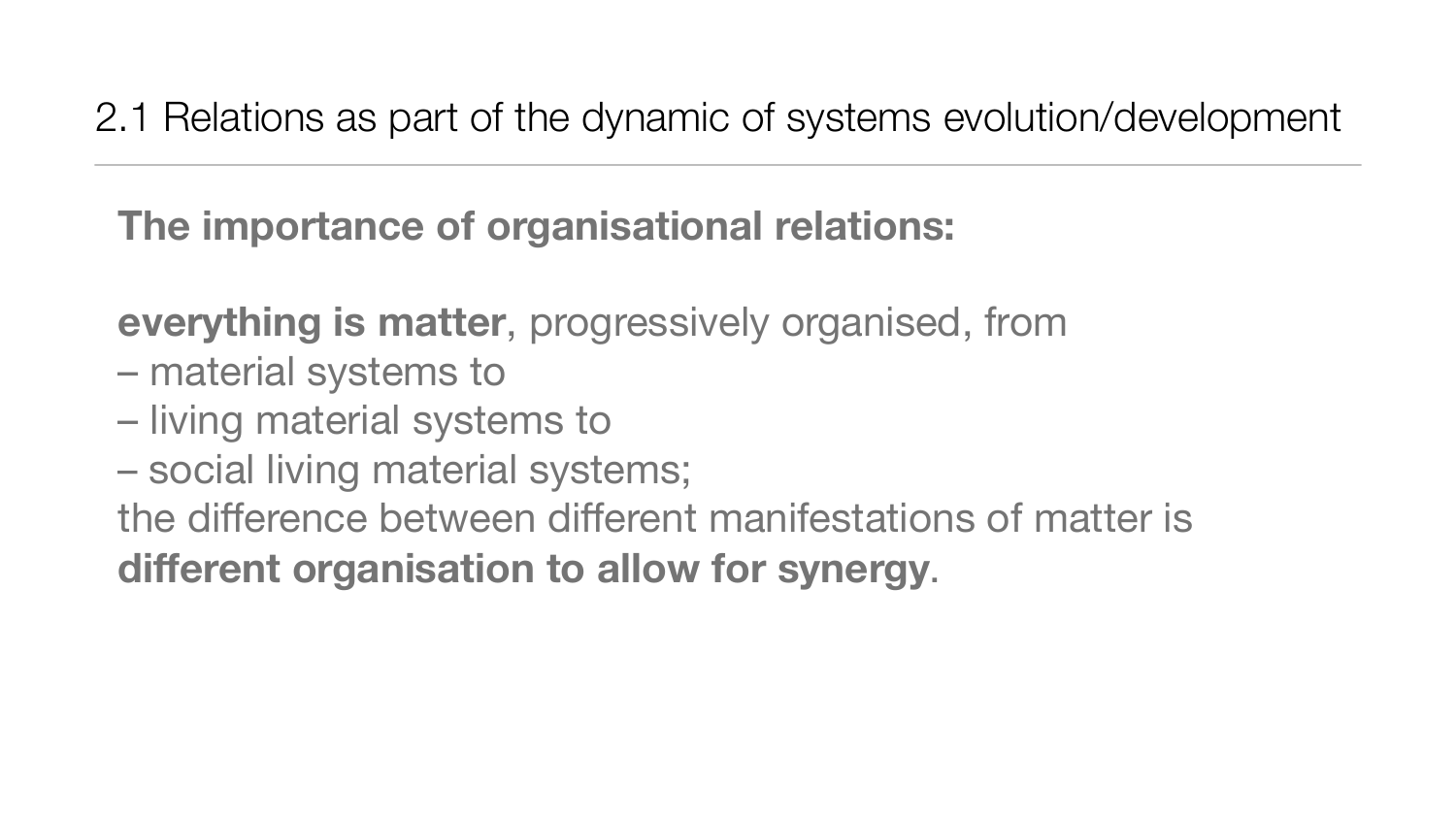## 2.1 Relations as part of the dynamic of systems evolution/development

**The importance of organisational relations:**

**everything is matter**, progressively organised, from
– material systems to
– living material systems to
– social living material systems;
the difference between different manifestations of matter is **different organisation to allow for synergy**.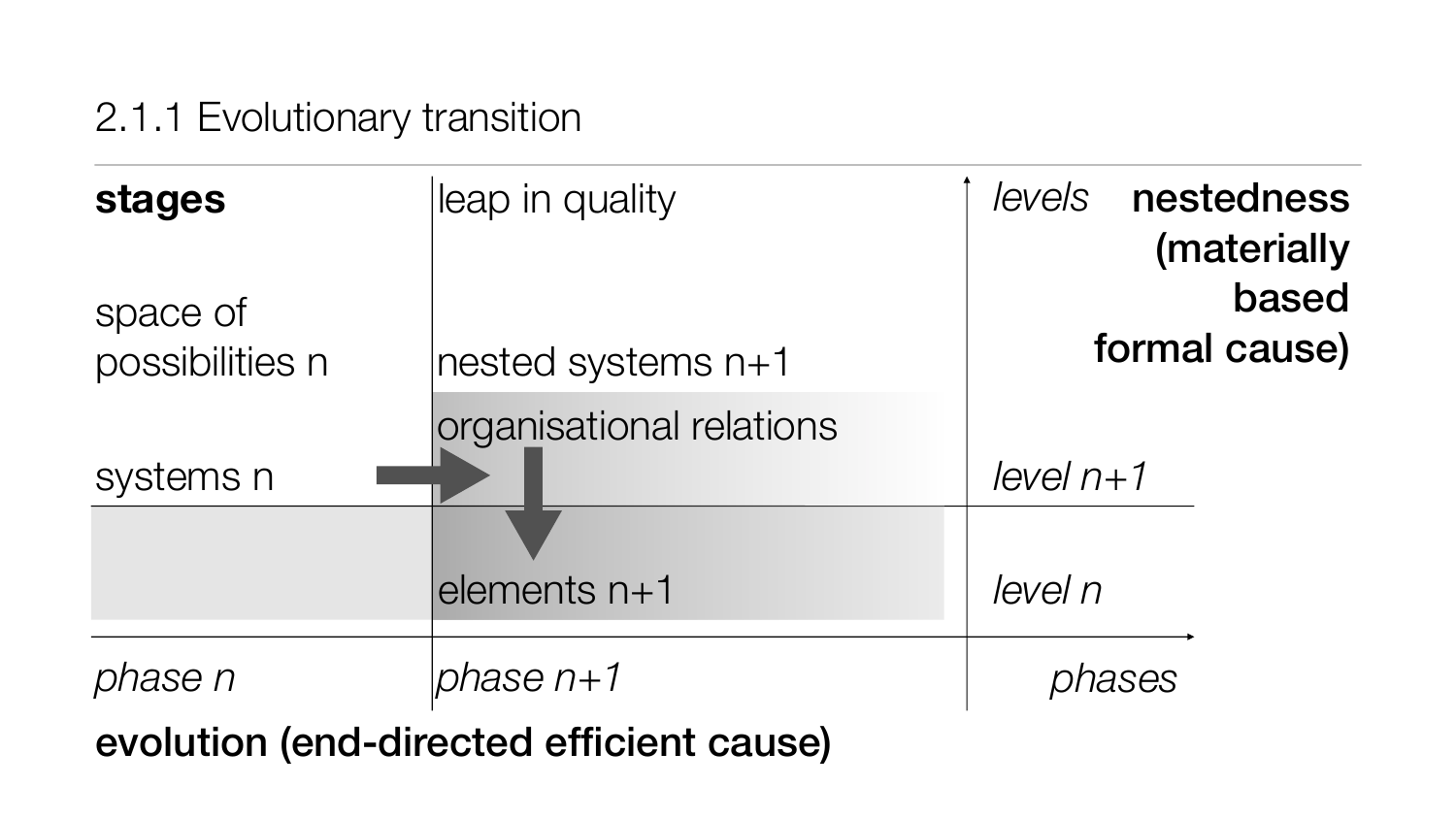## 2.1.1 Evolutionary transition

| **stages** | leap in quality | *levels* | **nestedness (materially based formal cause)** |
|---|---|---|---|
| space of possibilities n | nested systems n+1 | | |
| | organisational relations | | |
| systems n | | *level n+1* | |
| | elements n+1 | *level n* | |
| *phase n* | *phase n+1* | *phases* | |

**evolution (end-directed efficient cause)**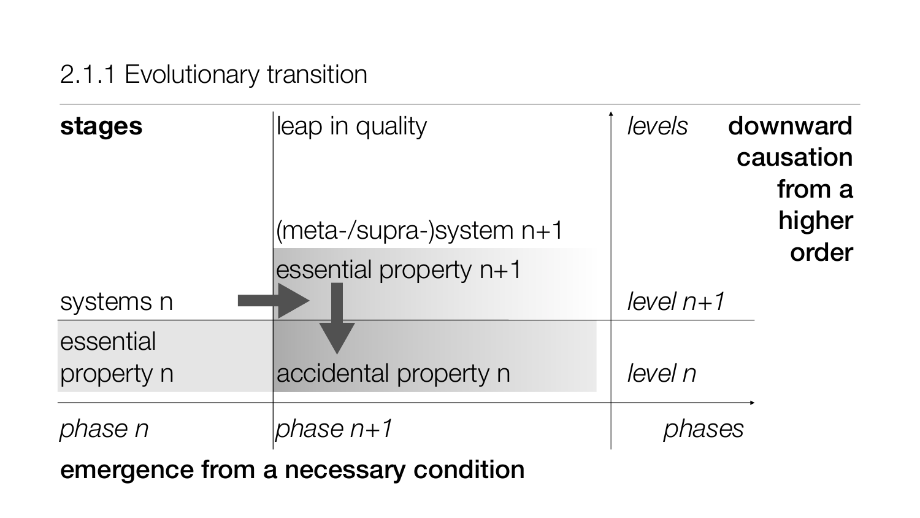## 2.1.1 Evolutionary transition

| **stages** | leap in quality | *levels* | **downward causation from a higher order** |
|---|---|---|---|
| | (meta-/supra-)system n+1 | | |
| | essential property n+1 | | |
| systems n | | *level n+1* | |
| essential property n | accidental property n | *level n* | |
| *phase n* | *phase n+1* | *phases* | |

**emergence from a necessary condition**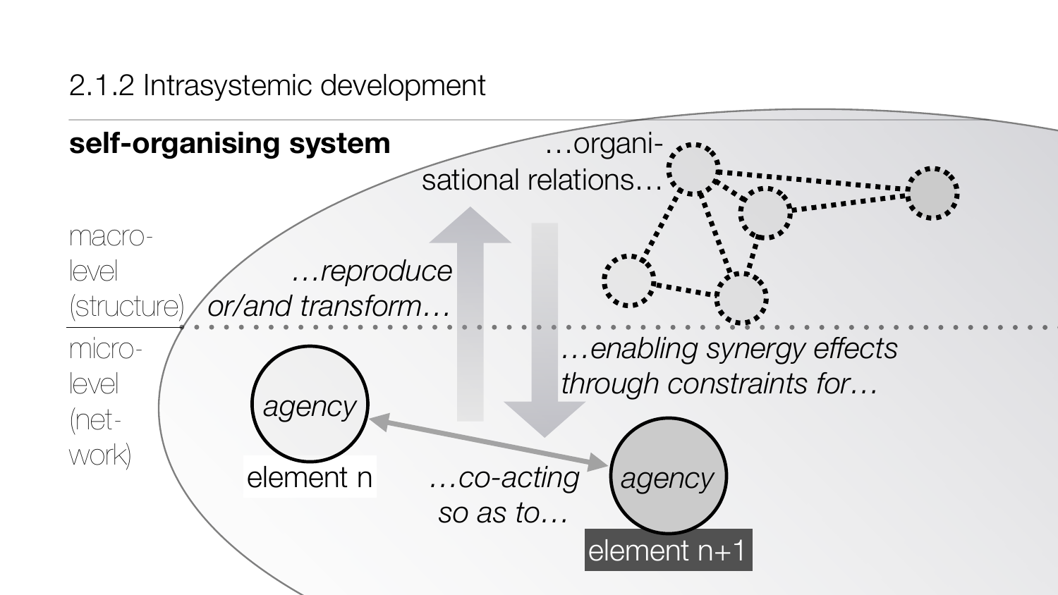## 2.1.2 Intrasystemic development

**self-organising system**

macro-level (structure)

micro-level (network)

*…organisational relations…*

*…reproduce or/and transform…*

*…enabling synergy effects through constraints for…*

*agency*

element n

*…co-acting so as to…*

*agency*

element n+1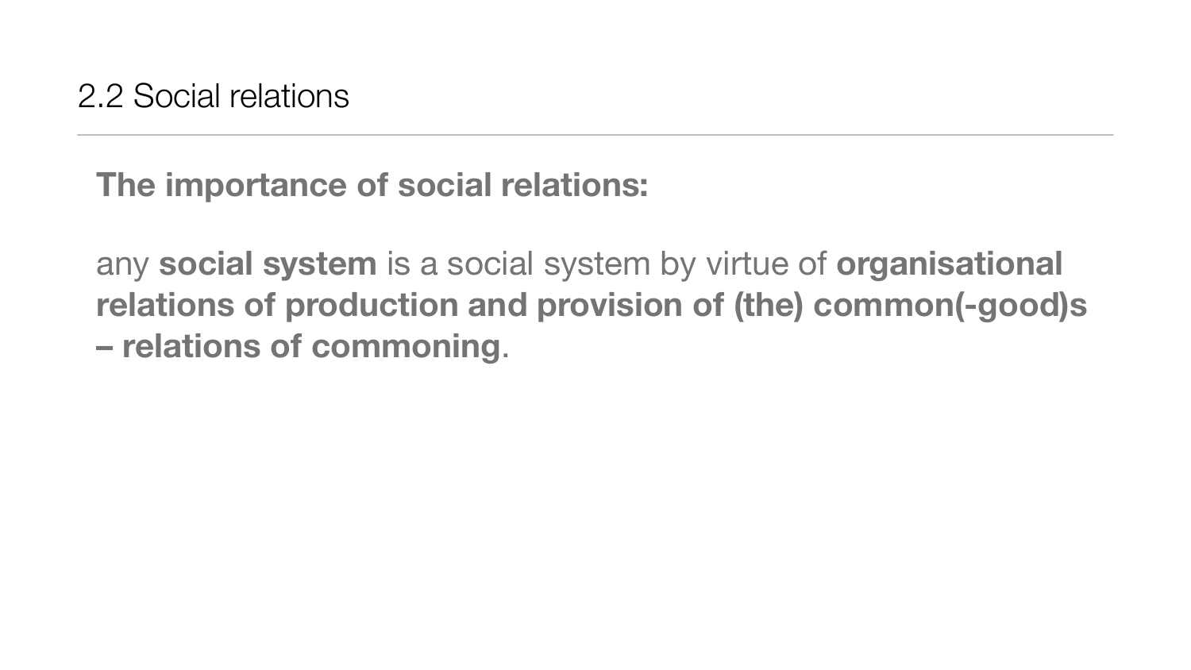## 2.2 Social relations

**The importance of social relations:**

any **social system** is a social system by virtue of **organisational relations of production and provision of (the) common(-good)s – relations of commoning**.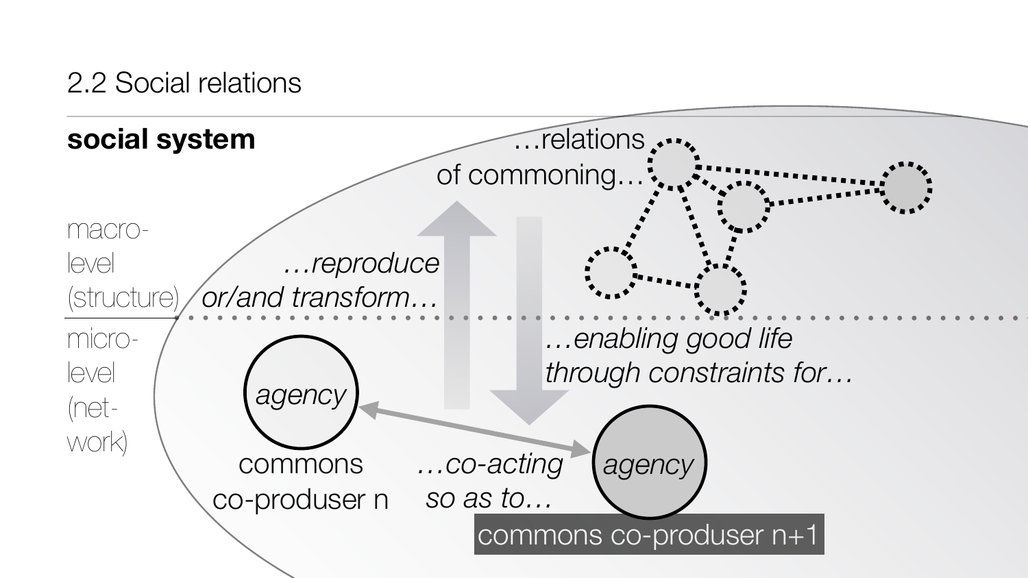## 2.2 Social relations

**social system**

macro-level (structure)

micro-level (network)

…relations of commoning…

*…reproduce or/and transform…*

*…enabling good life through constraints for…*

*agency*

commons co-produser n

*…co-acting so as to…*

*agency*

commons co-produser n+1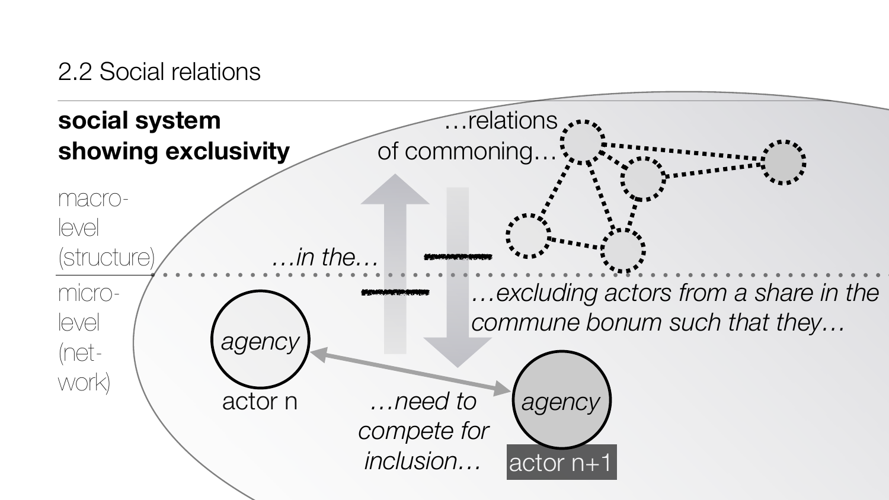## 2.2 Social relations

**social system showing exclusivity**

macro-level (structure)

micro-level (network)

…relations of commoning…

*…in the…*

*…excluding actors from a share in the commune bonum such that they…*

agency

actor n

*…need to compete for inclusion…*

agency

actor n+1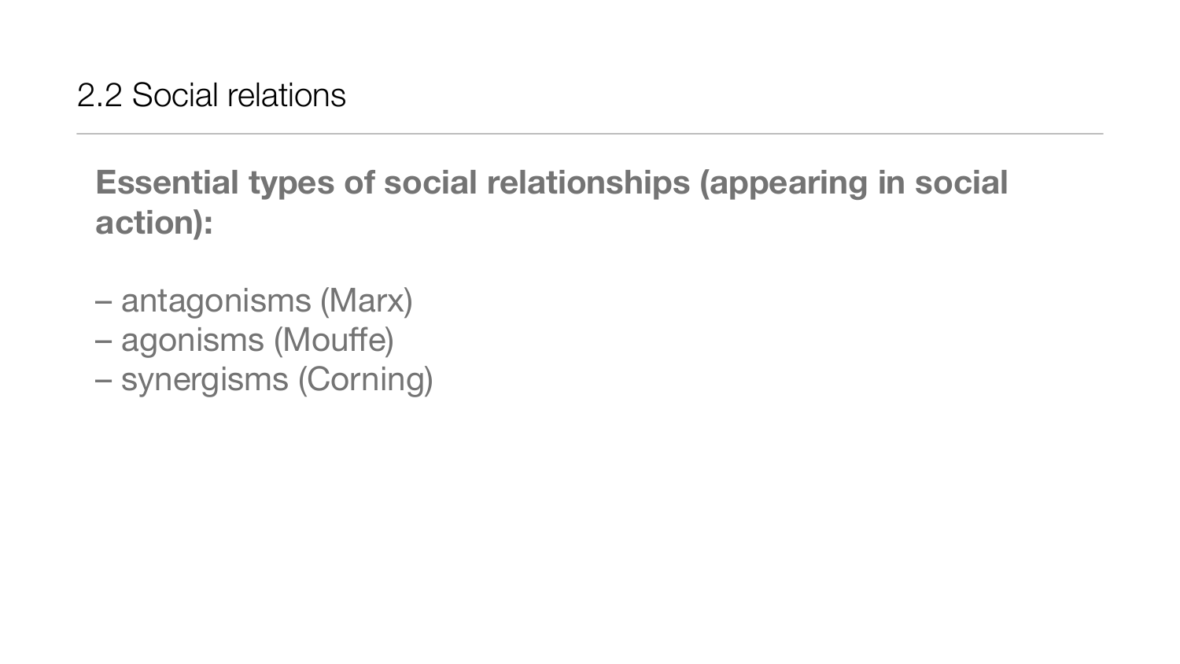## 2.2 Social relations

**Essential types of social relationships (appearing in social action):**

– antagonisms (Marx)
– agonisms (Mouffe)
– synergisms (Corning)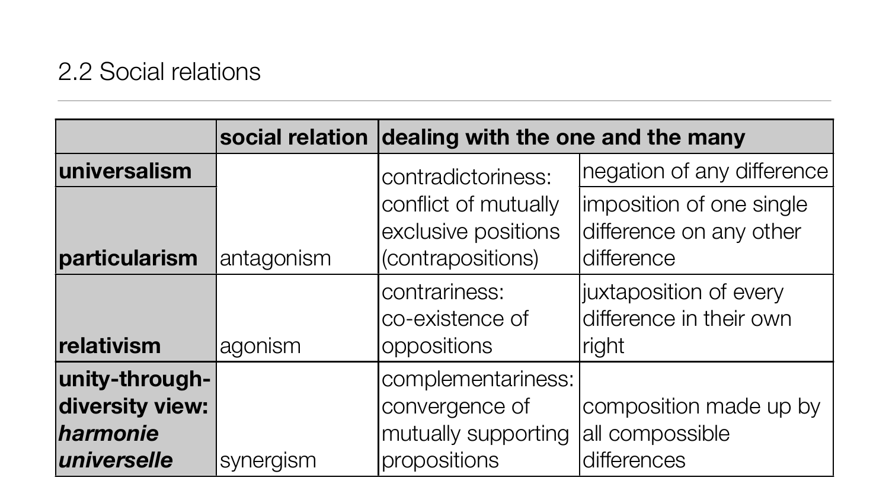## 2.2 Social relations

| | social relation | dealing with the one and the many | |
|---|---|---|---|
| **universalism** | antagonism | contradictoriness: conflict of mutually exclusive positions (contrapositions) | negation of any difference |
| **particularism** | | | imposition of one single difference on any other difference |
| **relativism** | agonism | contrariness: co-existence of oppositions | juxtaposition of every difference in their own right |
| **unity-through-diversity view: *harmonie universelle*** | synergism | complementariness: convergence of mutually supporting propositions | composition made up by all compossible differences |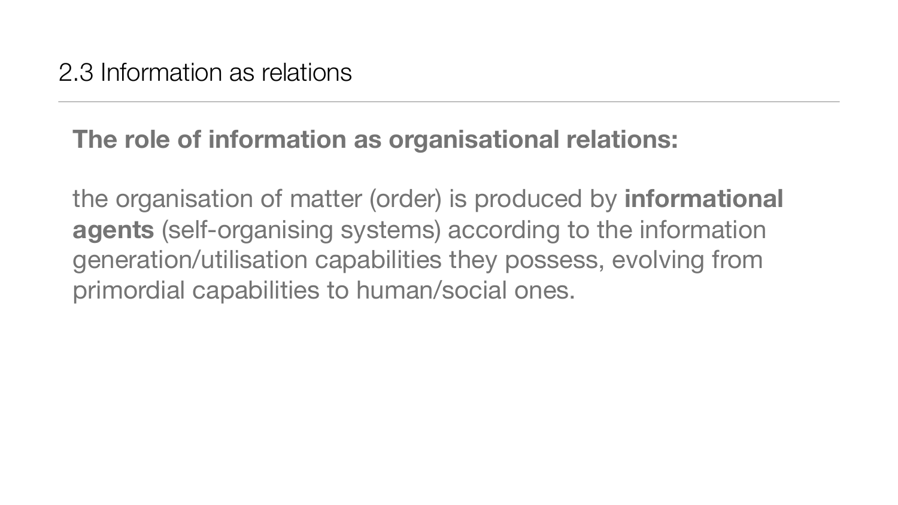## 2.3 Information as relations

**The role of information as organisational relations:**

the organisation of matter (order) is produced by **informational agents** (self-organising systems) according to the information generation/utilisation capabilities they possess, evolving from primordial capabilities to human/social ones.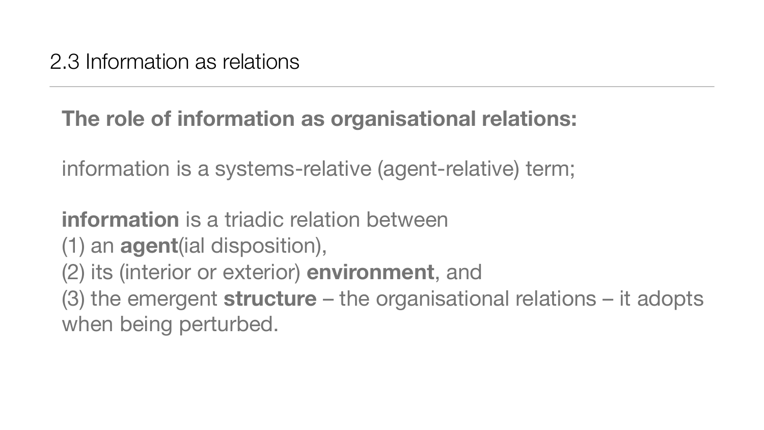## 2.3 Information as relations

**The role of information as organisational relations:**

information is a systems-relative (agent-relative) term;

**information** is a triadic relation between
(1) an **agent**(ial disposition),
(2) its (interior or exterior) **environment**, and
(3) the emergent **structure** – the organisational relations – it adopts when being perturbed.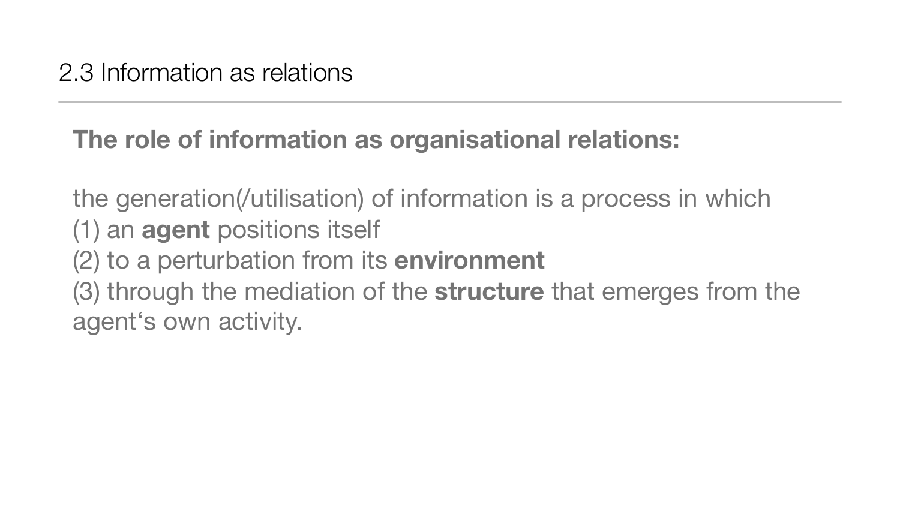## 2.3 Information as relations

**The role of information as organisational relations:**

the generation(/utilisation) of information is a process in which
(1) an **agent** positions itself
(2) to a perturbation from its **environment**
(3) through the mediation of the **structure** that emerges from the agent‘s own activity.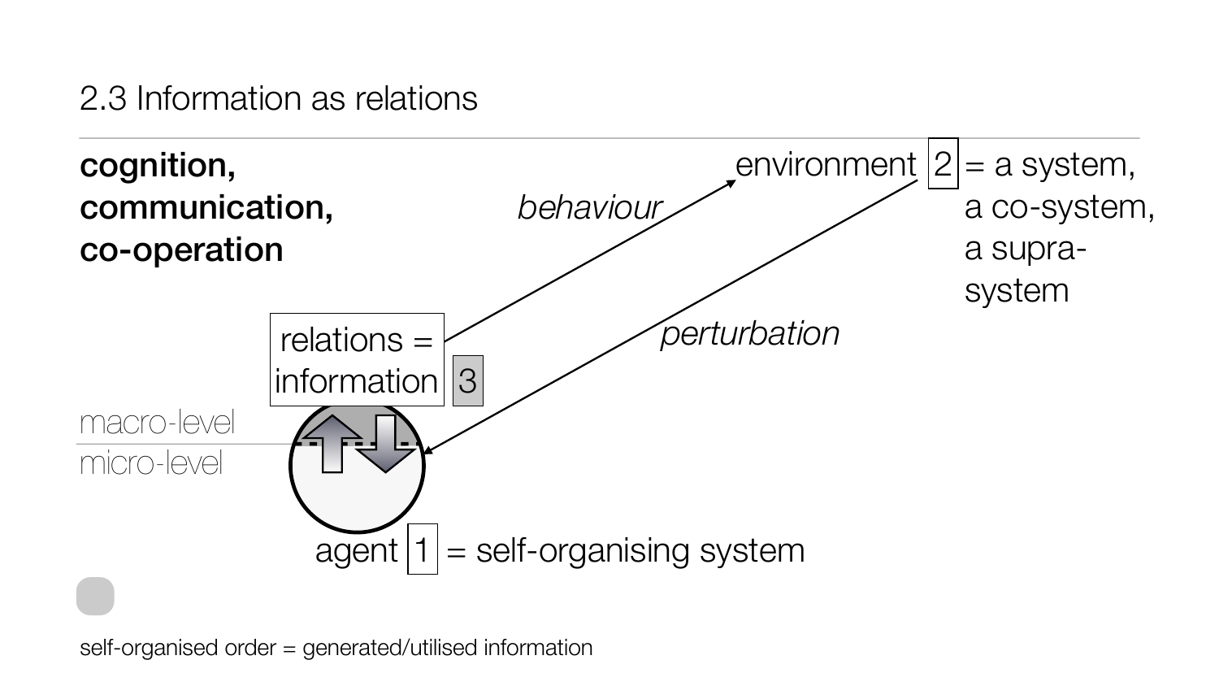## 2.3 Information as relations

**cognition,**
**communication,**
**co-operation**

environment 2 = a system, a co-system, a supra-system

*behaviour*

*perturbation*

relations = information 3

macro-level

micro-level

agent 1 = self-organising system

self-organised order = generated/utilised information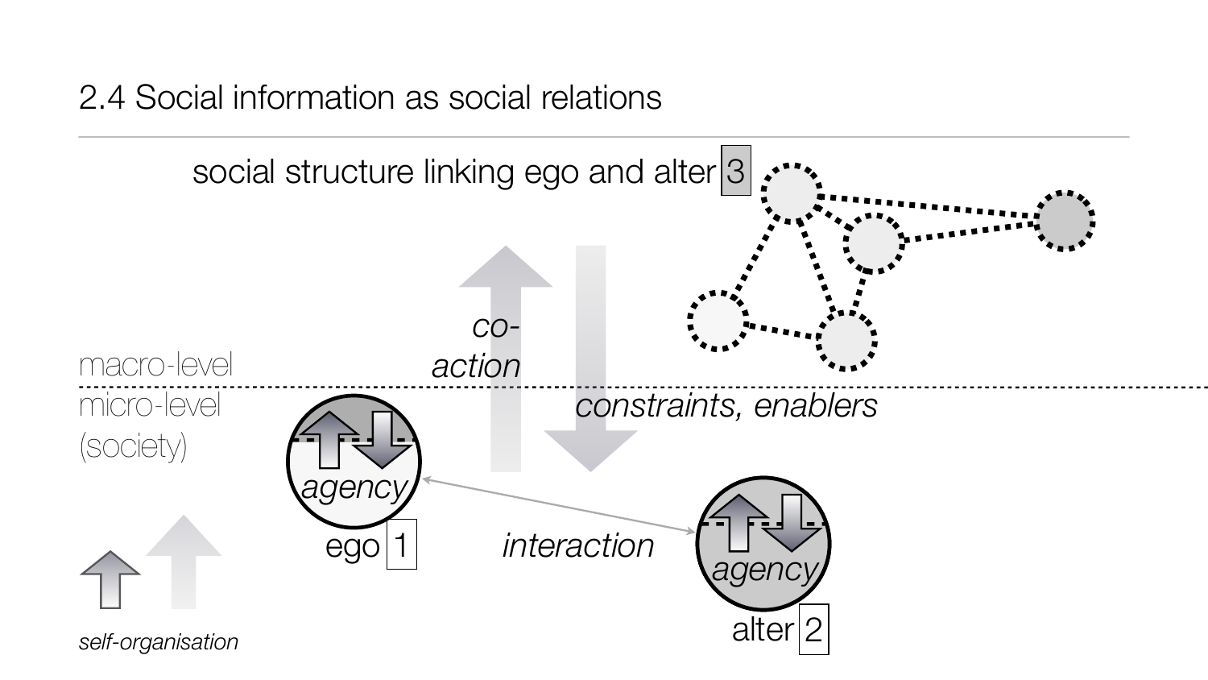## 2.4 Social information as social relations

social structure linking ego and alter 3

macro-level

micro-level (society)

*co-action*

*constraints, enablers*

*agency*

ego 1

*interaction*

*agency*

alter 2

*self-organisation*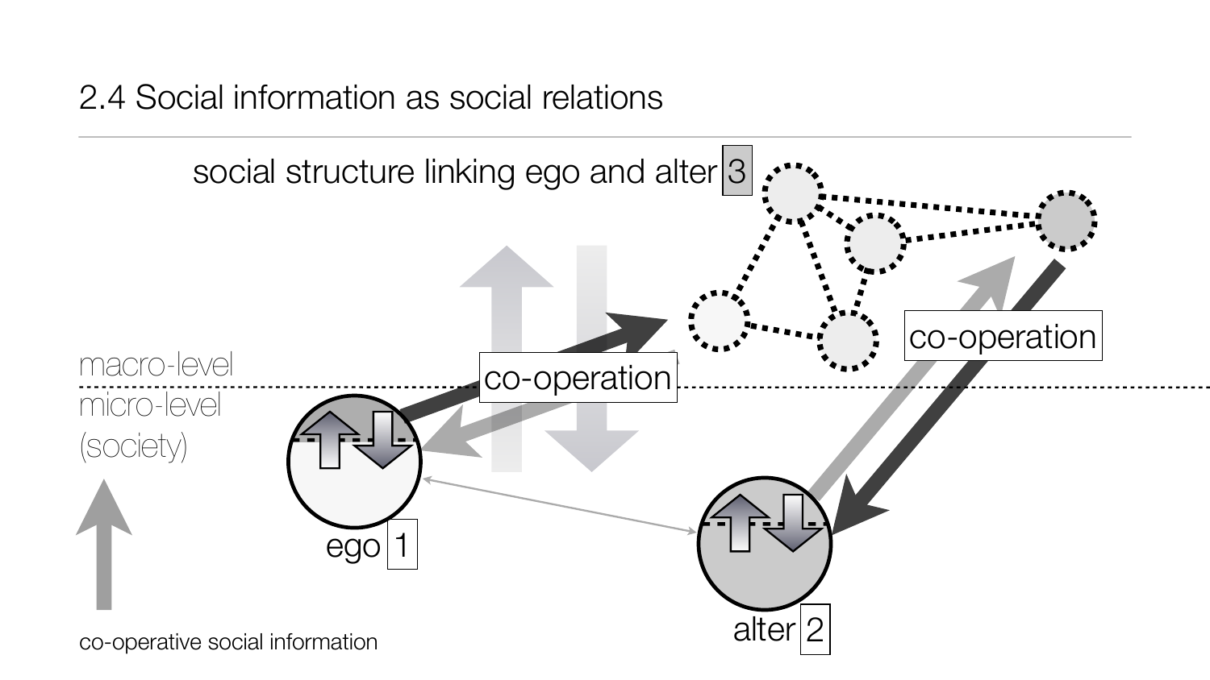## 2.4 Social information as social relations

social structure linking ego and alter 3

macro-level

micro-level

(society)

co-operation

co-operation

ego 1

alter 2

co-operative social information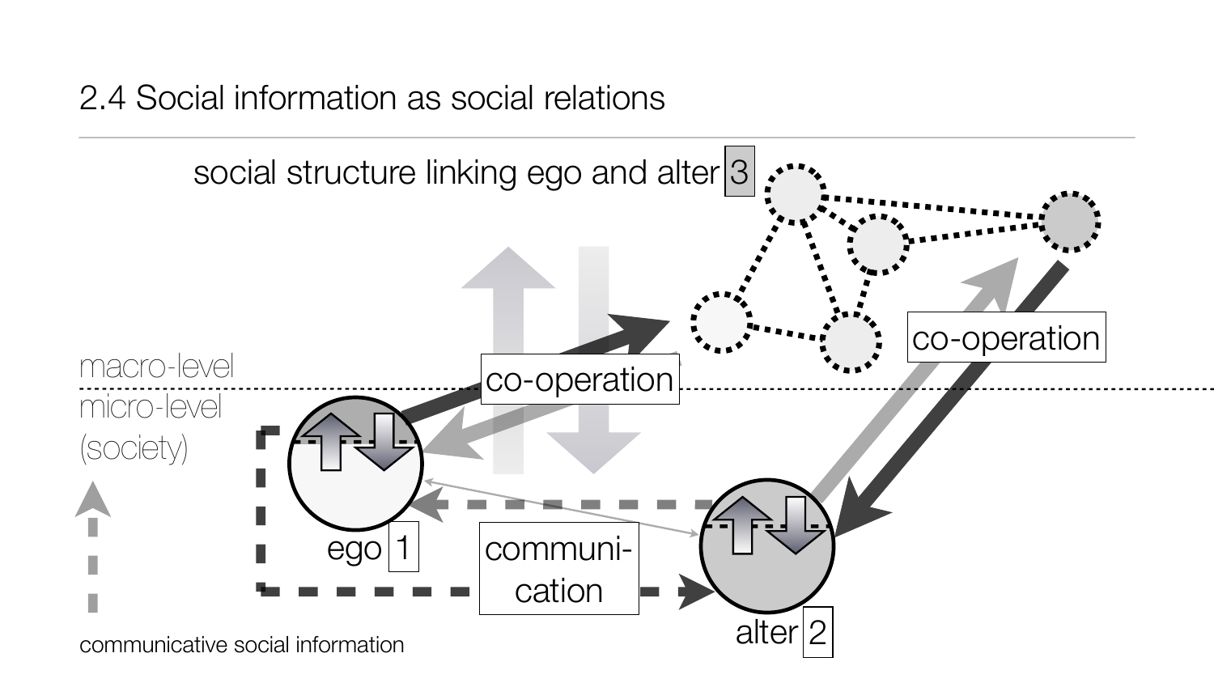## 2.4 Social information as social relations

social structure linking ego and alter 3

macro-level

micro-level (society)

co-operation

co-operation

ego 1

alter 2

communi-cation

communicative social information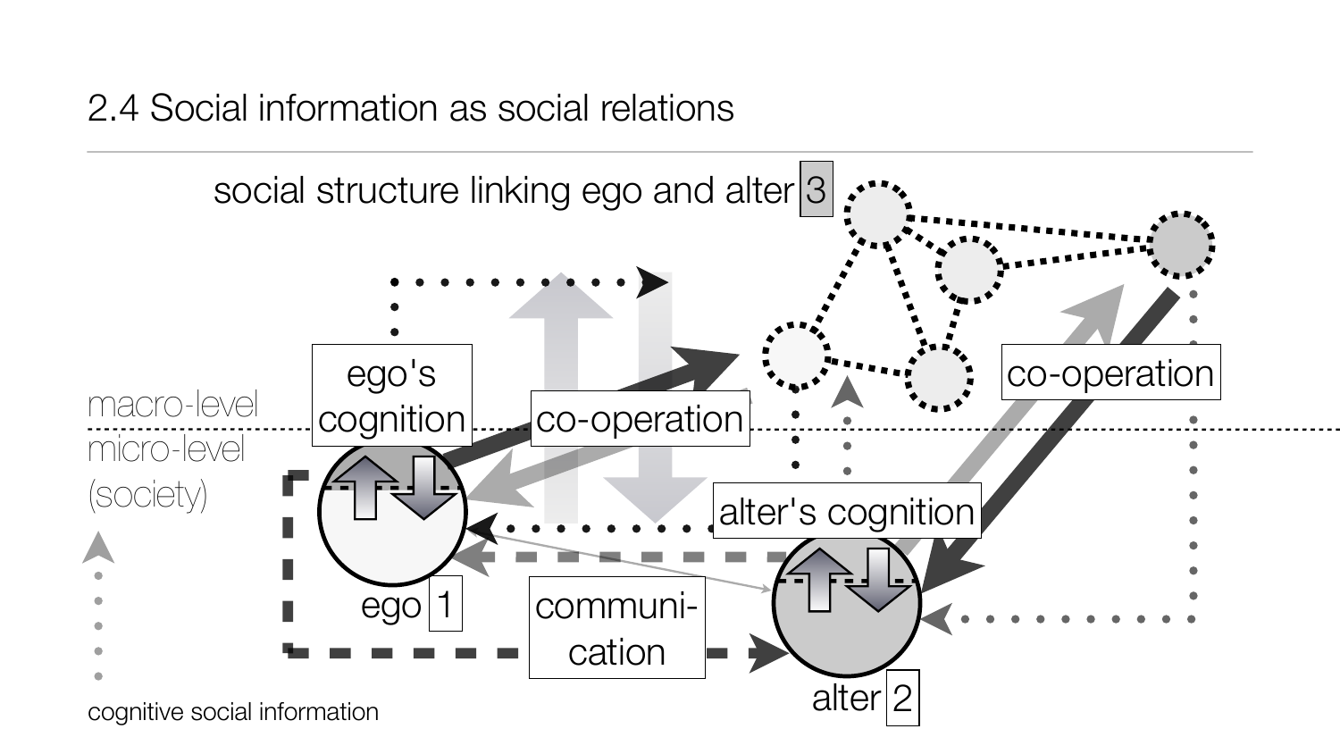## 2.4 Social information as social relations

social structure linking ego and alter 3

ego's cognition

co-operation

macro-level

micro-level (society)

alter's cognition

co-operation

ego 1

communi-cation

alter 2

cognitive social information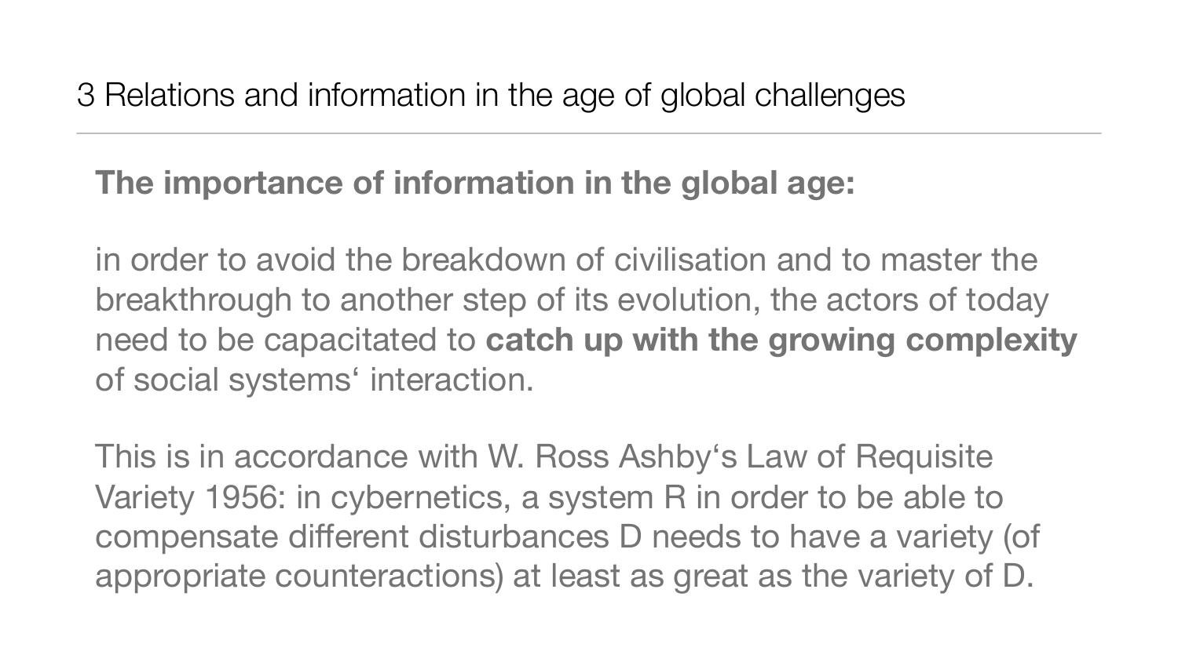# 3 Relations and information in the age of global challenges

**The importance of information in the global age:**

in order to avoid the breakdown of civilisation and to master the breakthrough to another step of its evolution, the actors of today need to be capacitated to **catch up with the growing complexity** of social systems‘ interaction.

This is in accordance with W. Ross Ashby‘s Law of Requisite Variety 1956: in cybernetics, a system R in order to be able to compensate different disturbances D needs to have a variety (of appropriate counteractions) at least as great as the variety of D.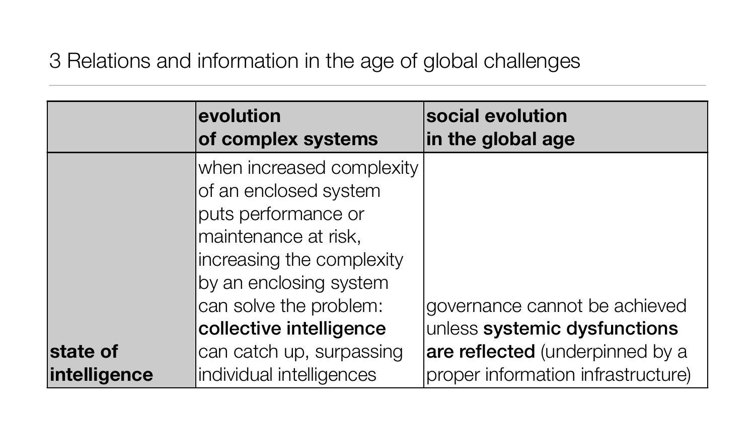# 3 Relations and information in the age of global challenges

| | **evolution of complex systems** | **social evolution in the global age** |
|---|---|---|
| **state of intelligence** | when increased complexity of an enclosed system puts performance or maintenance at risk, increasing the complexity by an enclosing system can solve the problem: **collective intelligence** can catch up, surpassing individual intelligences | governance cannot be achieved unless **systemic dysfunctions are reflected** (underpinned by a proper information infrastructure) |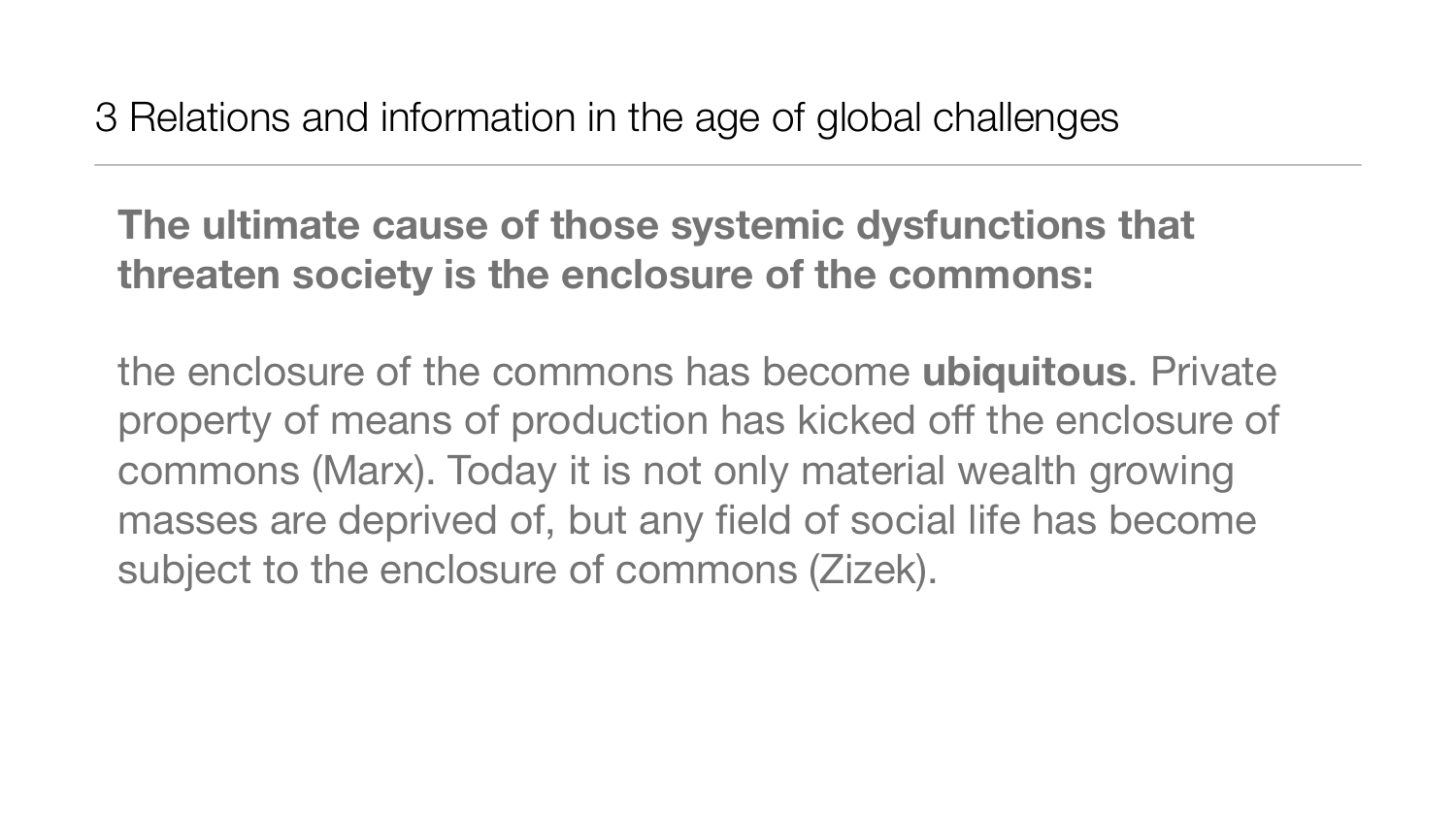## 3 Relations and information in the age of global challenges

**The ultimate cause of those systemic dysfunctions that threaten society is the enclosure of the commons:**

the enclosure of the commons has become **ubiquitous**. Private property of means of production has kicked off the enclosure of commons (Marx). Today it is not only material wealth growing masses are deprived of, but any field of social life has become subject to the enclosure of commons (Zizek).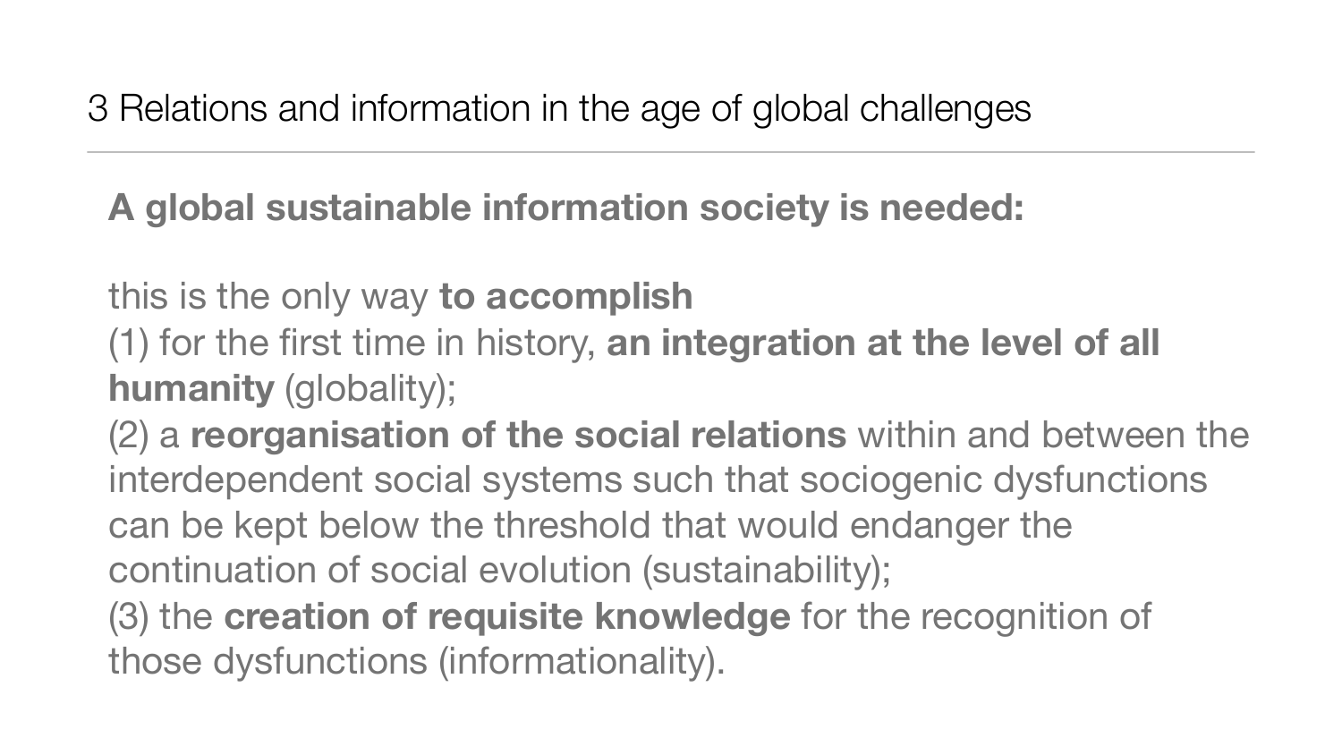# 3 Relations and information in the age of global challenges

**A global sustainable information society is needed:**

this is the only way **to accomplish**
(1) for the first time in history, **an integration at the level of all humanity** (globality);
(2) a **reorganisation of the social relations** within and between the interdependent social systems such that sociogenic dysfunctions can be kept below the threshold that would endanger the continuation of social evolution (sustainability);
(3) the **creation of requisite knowledge** for the recognition of those dysfunctions (informationality).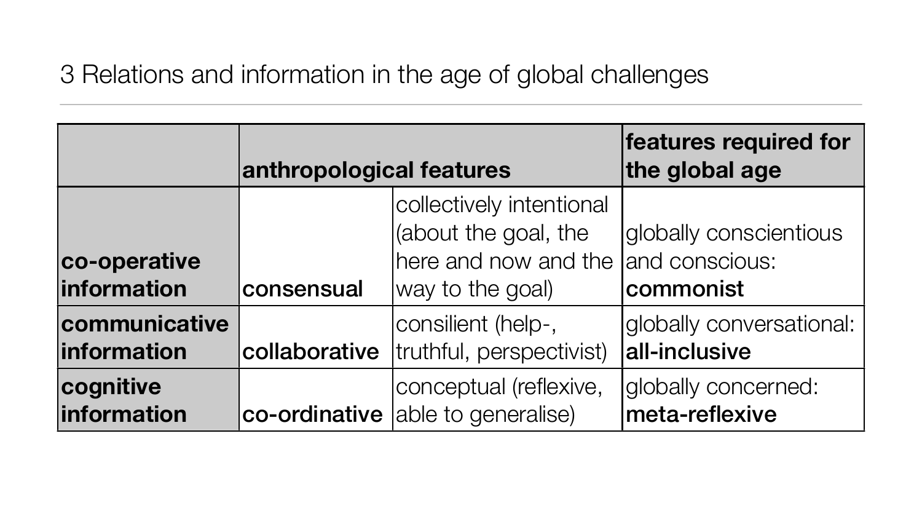# 3 Relations and information in the age of global challenges

| | **anthropological features** | | **features required for the global age** |
|---|---|---|---|
| **co-operative information** | **consensual** | collectively intentional (about the goal, the here and now and the way to the goal) | globally conscientious and conscious: **commonist** |
| **communicative information** | **collaborative** | consilient (help-, truthful, perspectivist) | globally conversational: **all-inclusive** |
| **cognitive information** | **co-ordinative** | conceptual (reflexive, able to generalise) | globally concerned: **meta-reflexive** |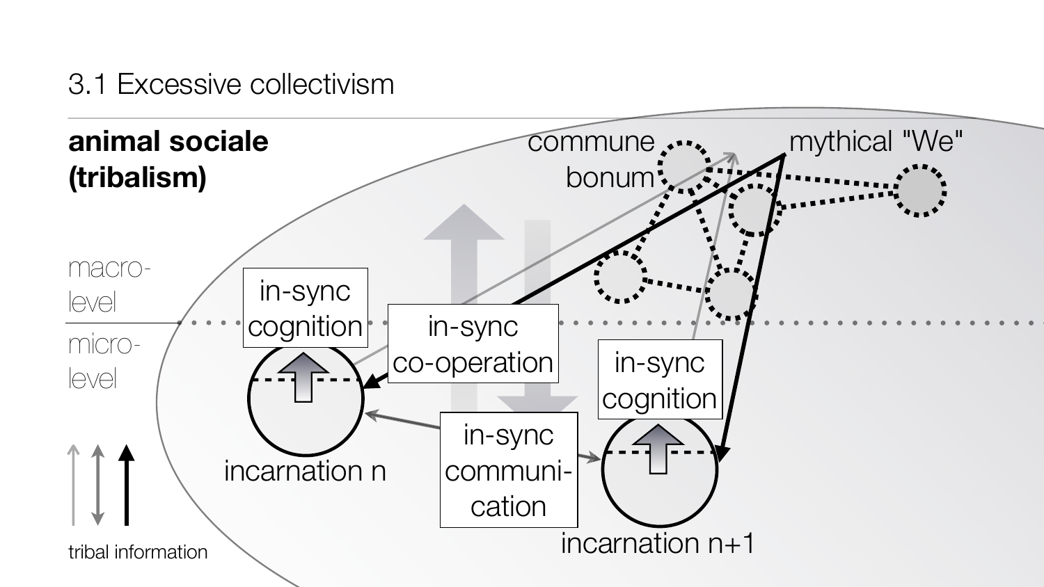## 3.1 Excessive collectivism

**animal sociale (tribalism)**

commune bonum

mythical "We"

macro-level

micro-level

in-sync cognition

in-sync co-operation

in-sync cognition

incarnation n

in-sync communi-cation

incarnation n+1

tribal information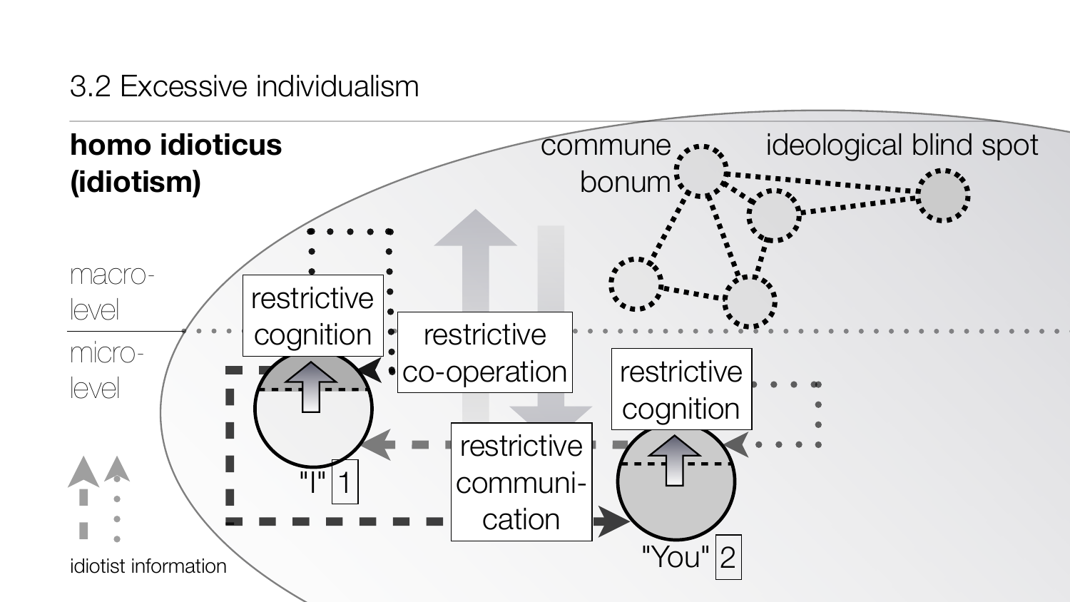3.2 Excessive individualism

**homo idioticus (idiotism)**

macro-level

micro-level

restrictive cognition

restrictive co-operation

restrictive cognition

restrictive communi-cation

commune bonum

ideological blind spot

"I" 1

"You" 2

idiotist information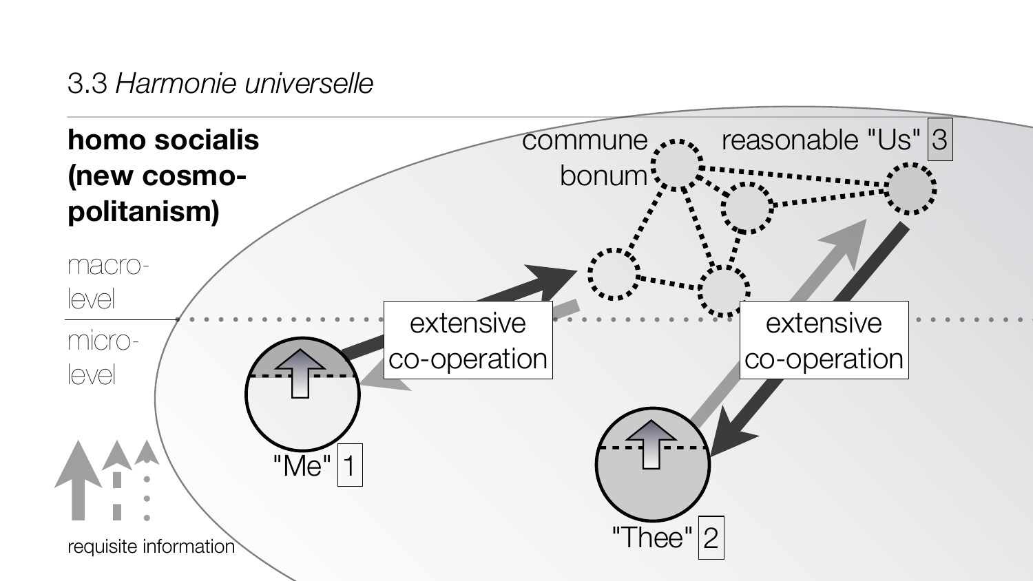## 3.3 *Harmonie universelle*

**homo socialis (new cosmo-politanism)**

macro-level

micro-level

commune bonum

reasonable "Us" 3

extensive co-operation

extensive co-operation

"Me" 1

"Thee" 2

requisite information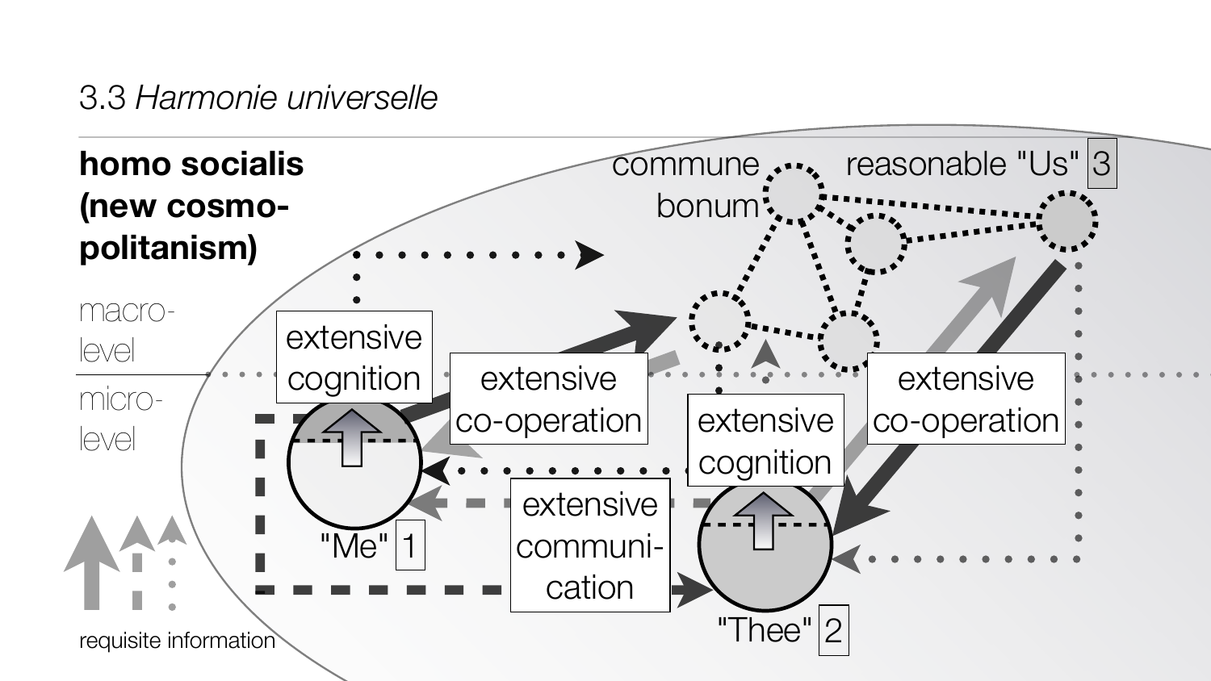## 3.3 *Harmonie universelle*

**homo socialis (new cosmo-politanism)**

macro-level

micro-level

extensive cognition

extensive co-operation

extensive cognition

extensive co-operation

extensive communi-cation

commune bonum

reasonable "Us" 3

"Me" 1

"Thee" 2

requisite information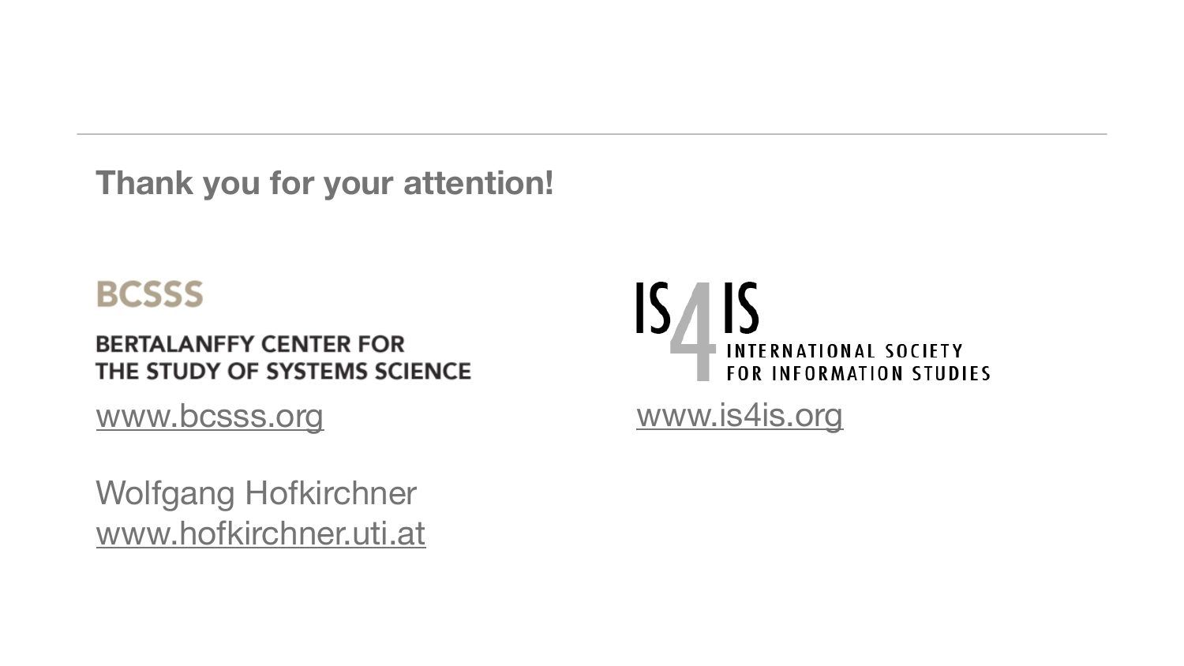**Thank you for your attention!**

BCSSS

BERTALANFFY CENTER FOR THE STUDY OF SYSTEMS SCIENCE

www.bcsss.org

Wolfgang Hofkirchner

www.hofkirchner.uti.at

IS4IS

INTERNATIONAL SOCIETY FOR INFORMATION STUDIES

www.is4is.org